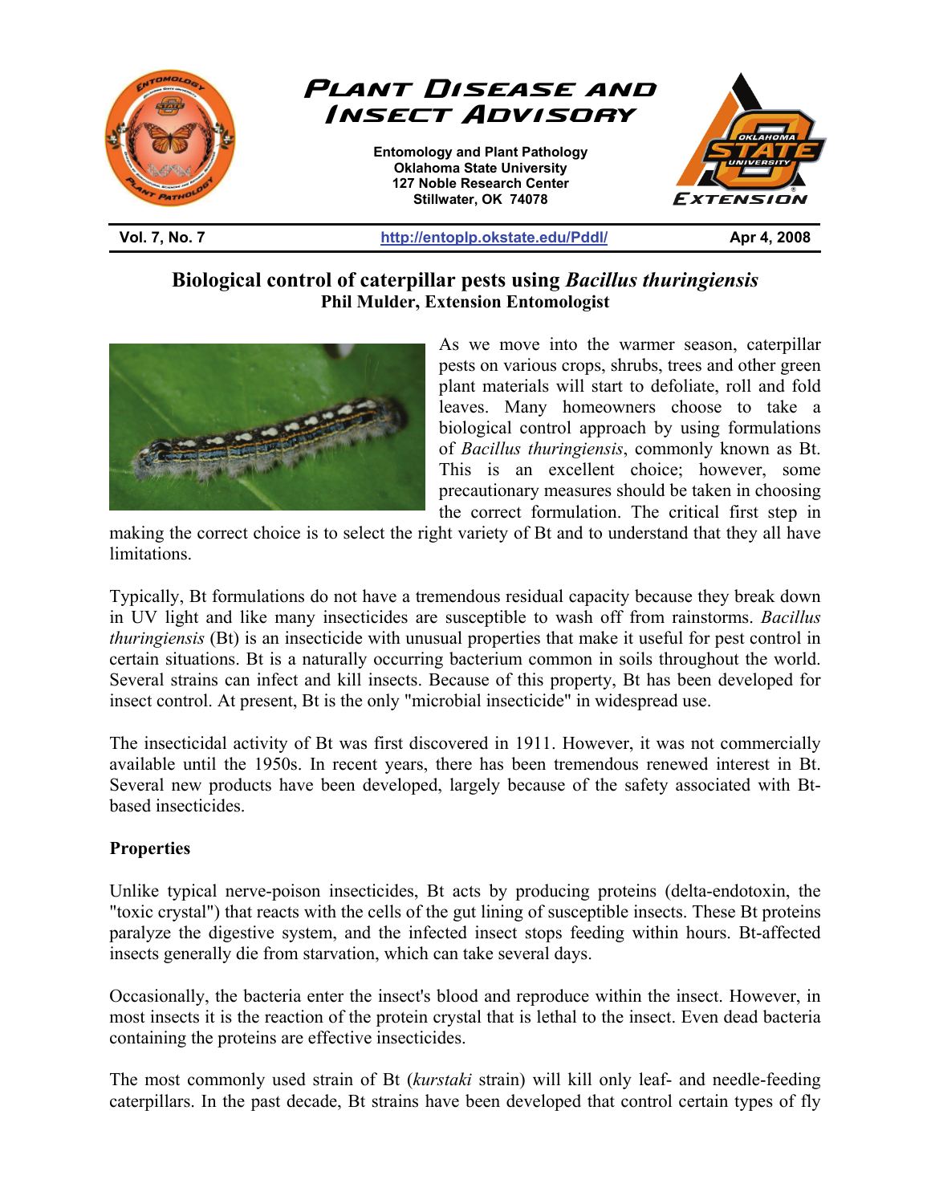# Plant Disease and Insect Advisory

Entomology and Plant Pathology
Oklahoma State University
127 Noble Research Center
Stillwater, OK 74078

Vol. 7, No. 7 | http://entoplp.okstate.edu/Pddl/ | Apr 4, 2008

## Biological control of caterpillar pests using *Bacillus thuringiensis*

**Phil Mulder, Extension Entomologist**

As we move into the warmer season, caterpillar pests on various crops, shrubs, trees and other green plant materials will start to defoliate, roll and fold leaves. Many homeowners choose to take a biological control approach by using formulations of *Bacillus thuringiensis*, commonly known as Bt. This is an excellent choice; however, some precautionary measures should be taken in choosing the correct formulation. The critical first step in making the correct choice is to select the right variety of Bt and to understand that they all have limitations.

Typically, Bt formulations do not have a tremendous residual capacity because they break down in UV light and like many insecticides are susceptible to wash off from rainstorms. *Bacillus thuringiensis* (Bt) is an insecticide with unusual properties that make it useful for pest control in certain situations. Bt is a naturally occurring bacterium common in soils throughout the world. Several strains can infect and kill insects. Because of this property, Bt has been developed for insect control. At present, Bt is the only "microbial insecticide" in widespread use.

The insecticidal activity of Bt was first discovered in 1911. However, it was not commercially available until the 1950s. In recent years, there has been tremendous renewed interest in Bt. Several new products have been developed, largely because of the safety associated with Bt-based insecticides.

### Properties

Unlike typical nerve-poison insecticides, Bt acts by producing proteins (delta-endotoxin, the "toxic crystal") that reacts with the cells of the gut lining of susceptible insects. These Bt proteins paralyze the digestive system, and the infected insect stops feeding within hours. Bt-affected insects generally die from starvation, which can take several days.

Occasionally, the bacteria enter the insect's blood and reproduce within the insect. However, in most insects it is the reaction of the protein crystal that is lethal to the insect. Even dead bacteria containing the proteins are effective insecticides.

The most commonly used strain of Bt (*kurstaki* strain) will kill only leaf- and needle-feeding caterpillars. In the past decade, Bt strains have been developed that control certain types of fly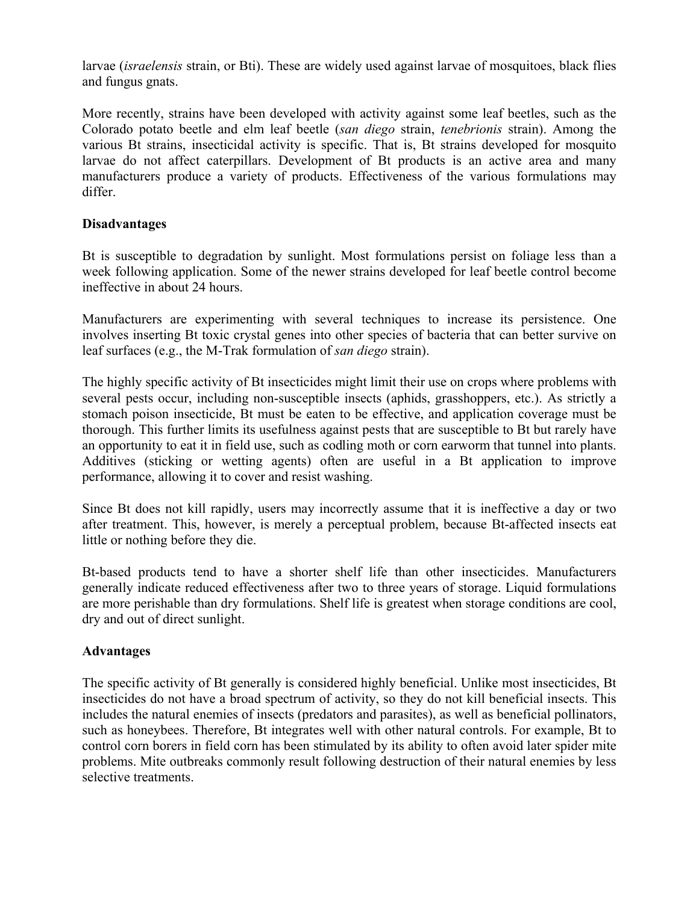larvae (*israelensis* strain, or Bti). These are widely used against larvae of mosquitoes, black flies and fungus gnats.

More recently, strains have been developed with activity against some leaf beetles, such as the Colorado potato beetle and elm leaf beetle (*san diego* strain, *tenebrionis* strain). Among the various Bt strains, insecticidal activity is specific. That is, Bt strains developed for mosquito larvae do not affect caterpillars. Development of Bt products is an active area and many manufacturers produce a variety of products. Effectiveness of the various formulations may differ.

**Disadvantages**

Bt is susceptible to degradation by sunlight. Most formulations persist on foliage less than a week following application. Some of the newer strains developed for leaf beetle control become ineffective in about 24 hours.

Manufacturers are experimenting with several techniques to increase its persistence. One involves inserting Bt toxic crystal genes into other species of bacteria that can better survive on leaf surfaces (e.g., the M-Trak formulation of *san diego* strain).

The highly specific activity of Bt insecticides might limit their use on crops where problems with several pests occur, including non-susceptible insects (aphids, grasshoppers, etc.). As strictly a stomach poison insecticide, Bt must be eaten to be effective, and application coverage must be thorough. This further limits its usefulness against pests that are susceptible to Bt but rarely have an opportunity to eat it in field use, such as codling moth or corn earworm that tunnel into plants. Additives (sticking or wetting agents) often are useful in a Bt application to improve performance, allowing it to cover and resist washing.

Since Bt does not kill rapidly, users may incorrectly assume that it is ineffective a day or two after treatment. This, however, is merely a perceptual problem, because Bt-affected insects eat little or nothing before they die.

Bt-based products tend to have a shorter shelf life than other insecticides. Manufacturers generally indicate reduced effectiveness after two to three years of storage. Liquid formulations are more perishable than dry formulations. Shelf life is greatest when storage conditions are cool, dry and out of direct sunlight.

**Advantages**

The specific activity of Bt generally is considered highly beneficial. Unlike most insecticides, Bt insecticides do not have a broad spectrum of activity, so they do not kill beneficial insects. This includes the natural enemies of insects (predators and parasites), as well as beneficial pollinators, such as honeybees. Therefore, Bt integrates well with other natural controls. For example, Bt to control corn borers in field corn has been stimulated by its ability to often avoid later spider mite problems. Mite outbreaks commonly result following destruction of their natural enemies by less selective treatments.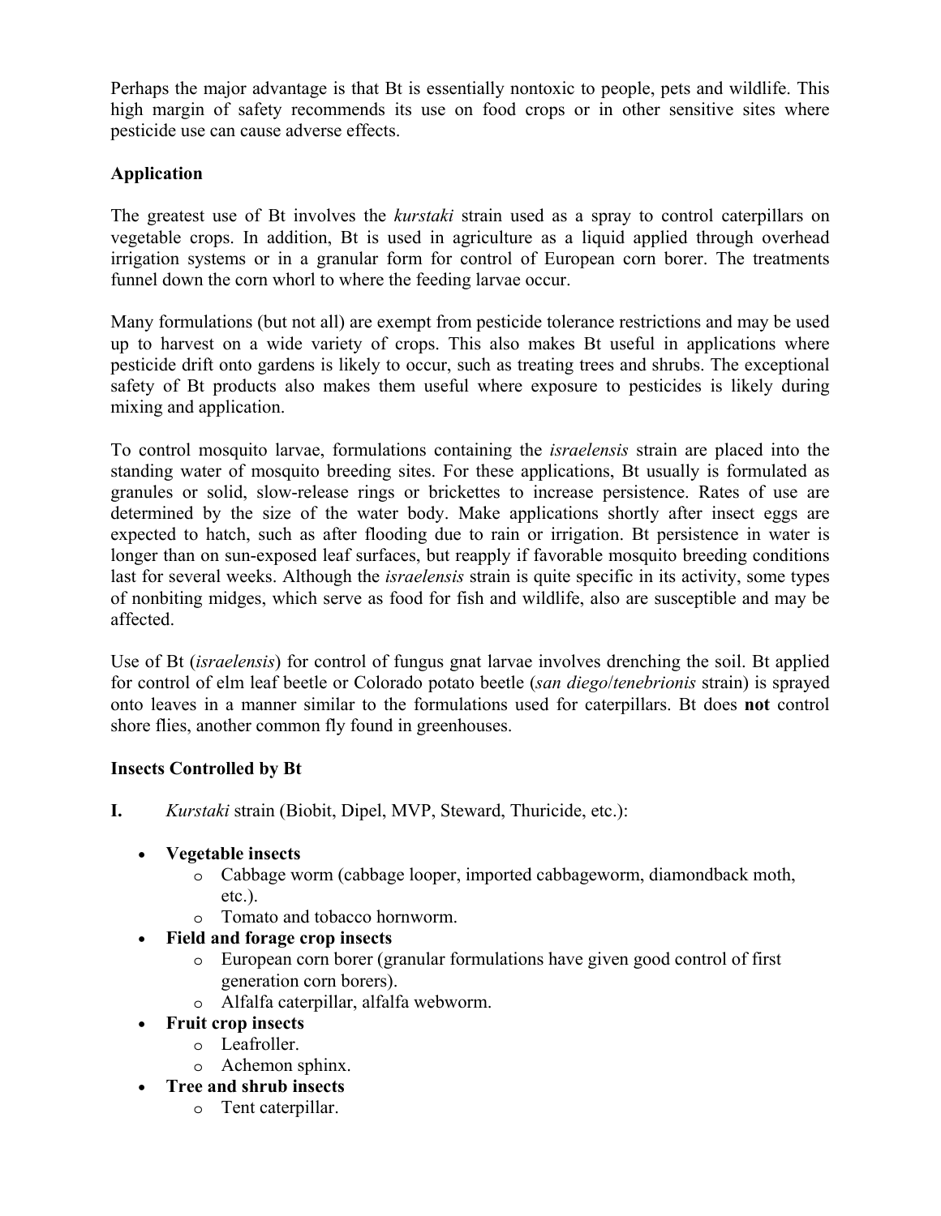Perhaps the major advantage is that Bt is essentially nontoxic to people, pets and wildlife. This high margin of safety recommends its use on food crops or in other sensitive sites where pesticide use can cause adverse effects.

**Application**

The greatest use of Bt involves the *kurstaki* strain used as a spray to control caterpillars on vegetable crops. In addition, Bt is used in agriculture as a liquid applied through overhead irrigation systems or in a granular form for control of European corn borer. The treatments funnel down the corn whorl to where the feeding larvae occur.

Many formulations (but not all) are exempt from pesticide tolerance restrictions and may be used up to harvest on a wide variety of crops. This also makes Bt useful in applications where pesticide drift onto gardens is likely to occur, such as treating trees and shrubs. The exceptional safety of Bt products also makes them useful where exposure to pesticides is likely during mixing and application.

To control mosquito larvae, formulations containing the *israelensis* strain are placed into the standing water of mosquito breeding sites. For these applications, Bt usually is formulated as granules or solid, slow-release rings or brickettes to increase persistence. Rates of use are determined by the size of the water body. Make applications shortly after insect eggs are expected to hatch, such as after flooding due to rain or irrigation. Bt persistence in water is longer than on sun-exposed leaf surfaces, but reapply if favorable mosquito breeding conditions last for several weeks. Although the *israelensis* strain is quite specific in its activity, some types of nonbiting midges, which serve as food for fish and wildlife, also are susceptible and may be affected.

Use of Bt (*israelensis*) for control of fungus gnat larvae involves drenching the soil. Bt applied for control of elm leaf beetle or Colorado potato beetle (*san diego*/*tenebrionis* strain) is sprayed onto leaves in a manner similar to the formulations used for caterpillars. Bt does **not** control shore flies, another common fly found in greenhouses.

**Insects Controlled by Bt**

**I.** *Kurstaki* strain (Biobit, Dipel, MVP, Steward, Thuricide, etc.):

- **Vegetable insects**
  - Cabbage worm (cabbage looper, imported cabbageworm, diamondback moth, etc.).
  - Tomato and tobacco hornworm.
- **Field and forage crop insects**
  - European corn borer (granular formulations have given good control of first generation corn borers).
  - Alfalfa caterpillar, alfalfa webworm.
- **Fruit crop insects**
  - Leafroller.
  - Achemon sphinx.
- **Tree and shrub insects**
  - Tent caterpillar.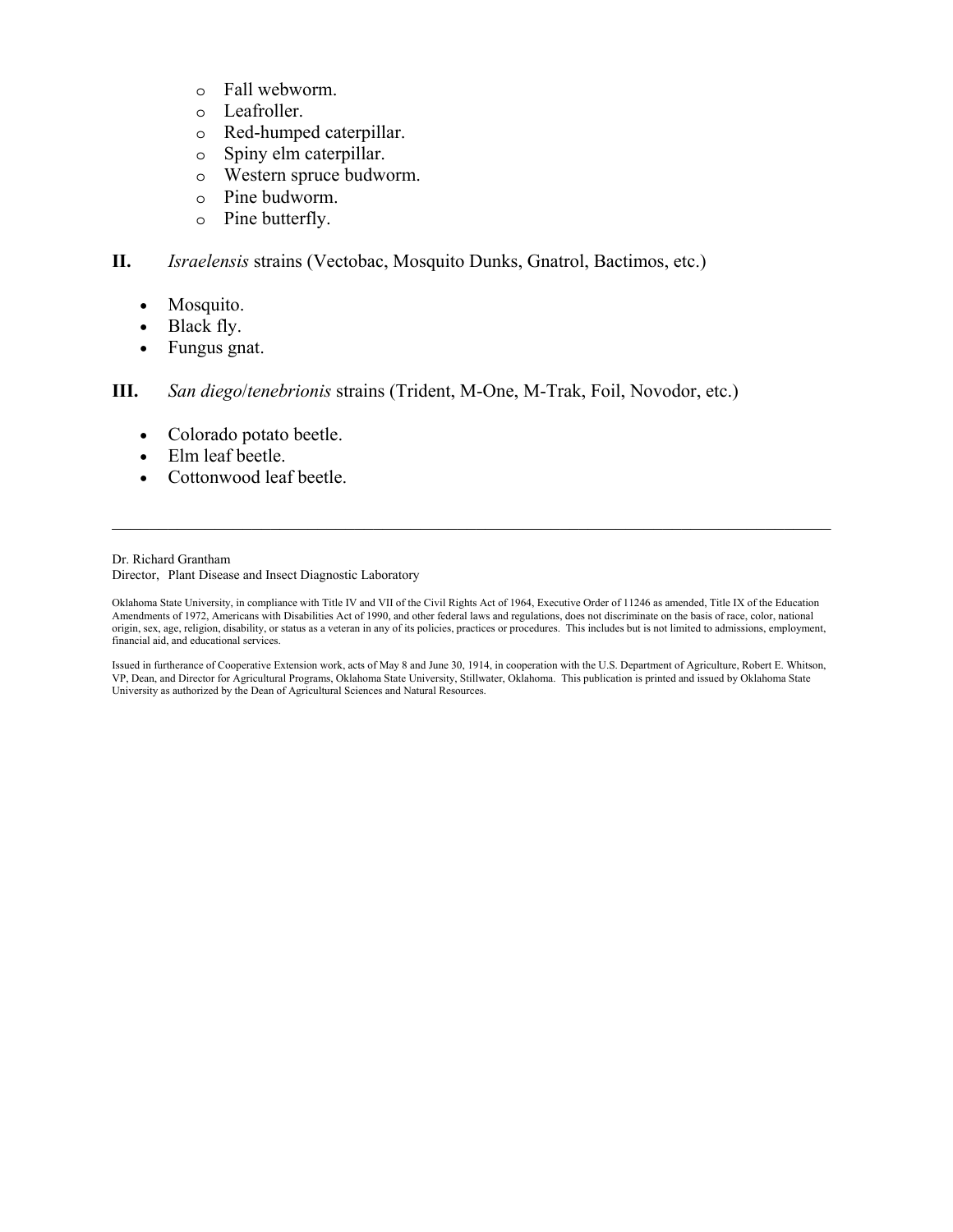- Fall webworm.
  - Leafroller.
  - Red-humped caterpillar.
  - Spiny elm caterpillar.
  - Western spruce budworm.
  - Pine budworm.
  - Pine butterfly.

**II.** *Israelensis* strains (Vectobac, Mosquito Dunks, Gnatrol, Bactimos, etc.)

- Mosquito.
- Black fly.
- Fungus gnat.

**III.** *San diego*/*tenebrionis* strains (Trident, M-One, M-Trak, Foil, Novodor, etc.)

- Colorado potato beetle.
- Elm leaf beetle.
- Cottonwood leaf beetle.

---

Dr. Richard Grantham
Director, Plant Disease and Insect Diagnostic Laboratory

Oklahoma State University, in compliance with Title IV and VII of the Civil Rights Act of 1964, Executive Order of 11246 as amended, Title IX of the Education Amendments of 1972, Americans with Disabilities Act of 1990, and other federal laws and regulations, does not discriminate on the basis of race, color, national origin, sex, age, religion, disability, or status as a veteran in any of its policies, practices or procedures. This includes but is not limited to admissions, employment, financial aid, and educational services.

Issued in furtherance of Cooperative Extension work, acts of May 8 and June 30, 1914, in cooperation with the U.S. Department of Agriculture, Robert E. Whitson, VP, Dean, and Director for Agricultural Programs, Oklahoma State University, Stillwater, Oklahoma. This publication is printed and issued by Oklahoma State University as authorized by the Dean of Agricultural Sciences and Natural Resources.